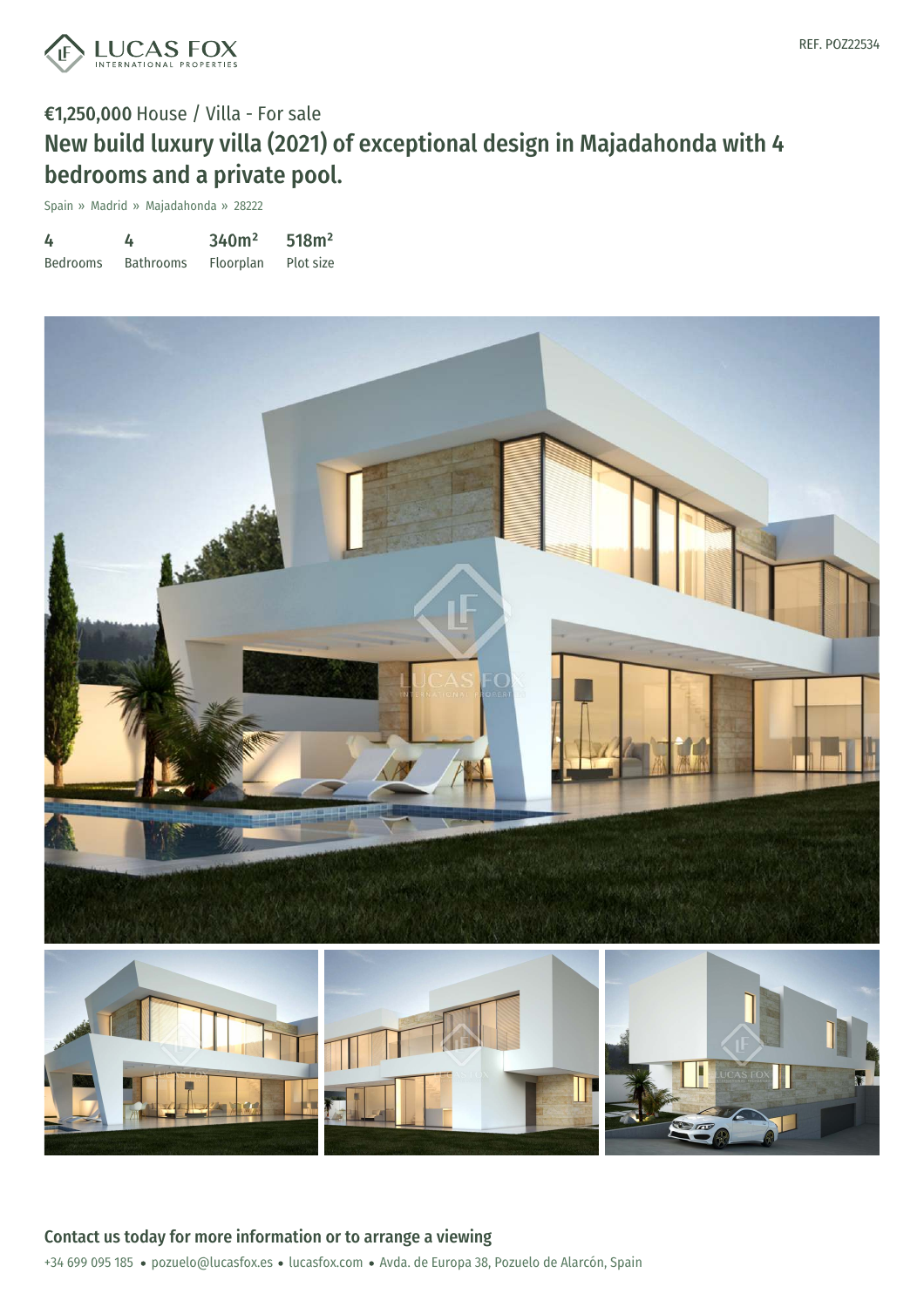REF. POZ22534

€1,250,000 House / Villa - For sale

# New build luxury villa (2021) of exceptional design in Majadahonda with 4 bedrooms and a private pool.

Spain » Madrid » Majadahonda » 28222

| 4 | 4 | 340m² | 518m² |
|---|---|---|---|
| Bedrooms | Bathrooms | Floorplan | Plot size |

## Contact us today for more information or to arrange a viewing

+34 699 095 185 • pozuelo@lucasfox.es • lucasfox.com • Avda. de Europa 38, Pozuelo de Alarcón, Spain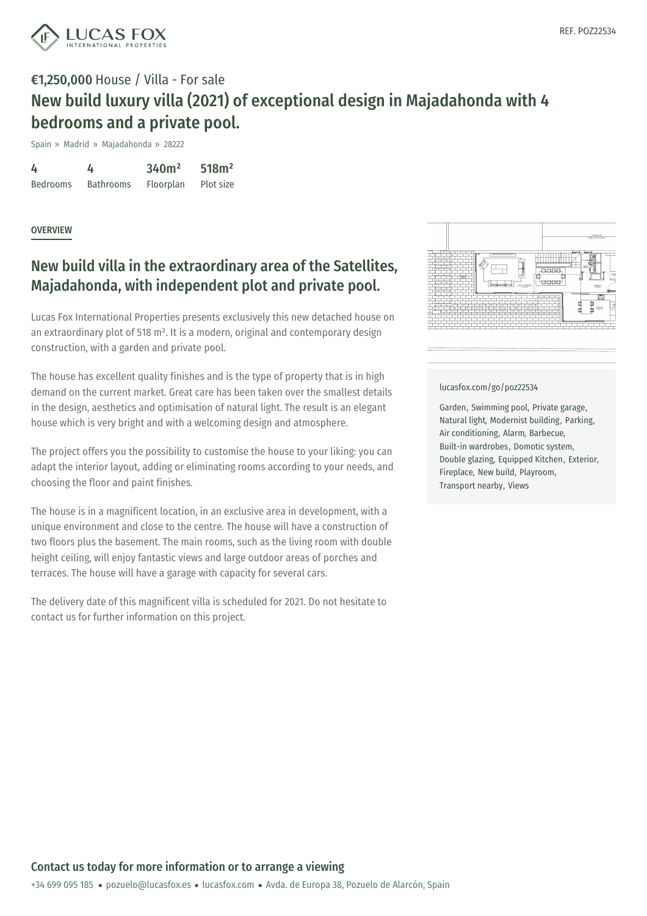REF. POZ22534

**€1,250,000** House / Villa - For sale

# New build luxury villa (2021) of exceptional design in Majadahonda with 4 bedrooms and a private pool.

Spain » Madrid » Majadahonda » 28222

| 4 | 4 | 340m² | 518m² |
|---|---|---|---|
| Bedrooms | Bathrooms | Floorplan | Plot size |

## OVERVIEW

## New build villa in the extraordinary area of the Satellites, Majadahonda, with independent plot and private pool.

Lucas Fox International Properties presents exclusively this new detached house on an extraordinary plot of 518 m². It is a modern, original and contemporary design construction, with a garden and private pool.

The house has excellent quality finishes and is the type of property that is in high demand on the current market. Great care has been taken over the smallest details in the design, aesthetics and optimisation of natural light. The result is an elegant house which is very bright and with a welcoming design and atmosphere.

The project offers you the possibility to customise the house to your liking: you can adapt the interior layout, adding or eliminating rooms according to your needs, and choosing the floor and paint finishes.

The house is in a magnificent location, in an exclusive area in development, with a unique environment and close to the centre. The house will have a construction of two floors plus the basement. The main rooms, such as the living room with double height ceiling, will enjoy fantastic views and large outdoor areas of porches and terraces. The house will have a garage with capacity for several cars.

The delivery date of this magnificent villa is scheduled for 2021. Do not hesitate to contact us for further information on this project.

lucasfox.com/go/poz22534

Garden, Swimming pool, Private garage, Natural light, Modernist building, Parking, Air conditioning, Alarm, Barbecue, Built-in wardrobes, Domotic system, Double glazing, Equipped Kitchen, Exterior, Fireplace, New build, Playroom, Transport nearby, Views

**Contact us today for more information or to arrange a viewing**

+34 699 095 185 • pozuelo@lucasfox.es • lucasfox.com • Avda. de Europa 38, Pozuelo de Alarcón, Spain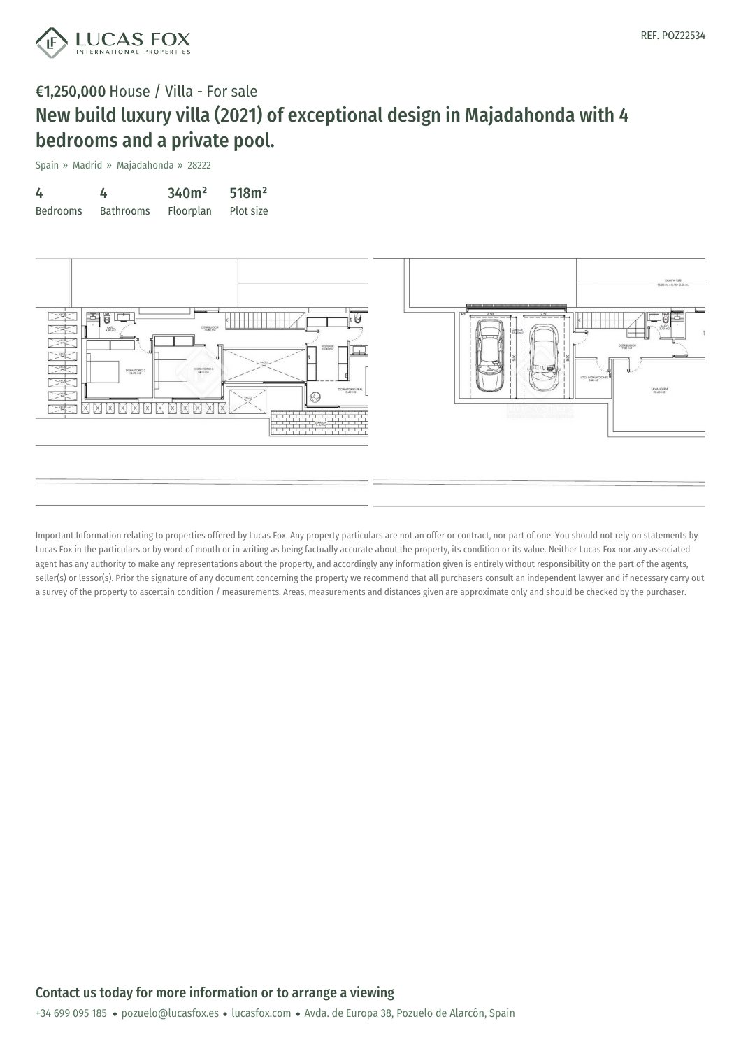€1,250,000 House / Villa - For sale

# New build luxury villa (2021) of exceptional design in Majadahonda with 4 bedrooms and a private pool.

Spain » Madrid » Majadahonda » 28222

| 4 | 4 | 340m² | 518m² |
|---|---|---|---|
| Bedrooms | Bathrooms | Floorplan | Plot size |

Important Information relating to properties offered by Lucas Fox. Any property particulars are not an offer or contract, nor part of one. You should not rely on statements by Lucas Fox in the particulars or by word of mouth or in writing as being factually accurate about the property, its condition or its value. Neither Lucas Fox nor any associated agent has any authority to make any representations about the property, and accordingly any information given is entirely without responsibility on the part of the agents, seller(s) or lessor(s). Prior the signature of any document concerning the property we recommend that all purchasers consult an independent lawyer and if necessary carry out a survey of the property to ascertain condition / measurements. Areas, measurements and distances given are approximate only and should be checked by the purchaser.

## Contact us today for more information or to arrange a viewing

+34 699 095 185 • pozuelo@lucasfox.es • lucasfox.com • Avda. de Europa 38, Pozuelo de Alarcón, Spain